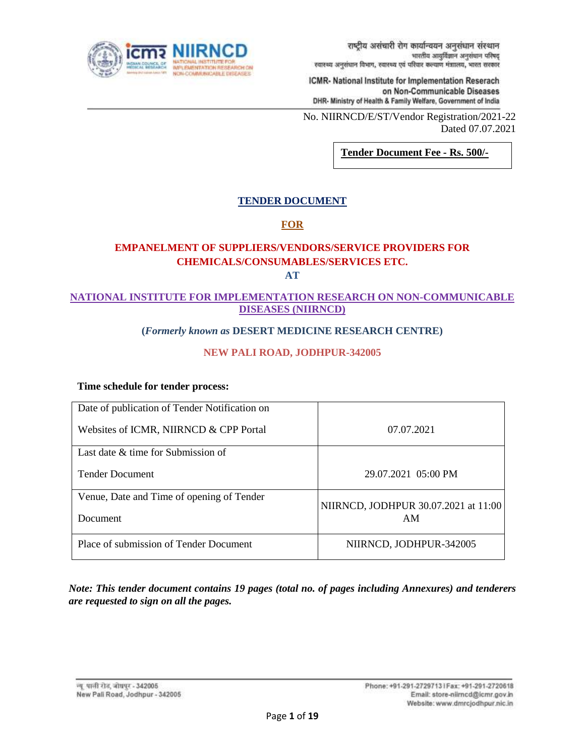राष्ट्रीय असंचारी रोग कार्यान्वयन अनुसंधान संस्थान
भारतीय आयुर्विज्ञान अनुसंधान परिषद्
स्वास्थ्य अनुसंधान विभाग, स्वास्थ्य एवं परिवार कल्याण मंत्रालय, भारत सरकार

ICMR- National Institute for Implementation Reserach on Non-Communicable Diseases
DHR- Ministry of Health & Family Welfare, Government of India

No. NIIRNCD/E/ST/Vendor Registration/2021-22
Dated 07.07.2021

**Tender Document Fee - Rs. 500/-**

# TENDER DOCUMENT

## FOR

## EMPANELMENT OF SUPPLIERS/VENDORS/SERVICE PROVIDERS FOR CHEMICALS/CONSUMABLES/SERVICES ETC.

## AT

## NATIONAL INSTITUTE FOR IMPLEMENTATION RESEARCH ON NON-COMMUNICABLE DISEASES (NIIRNCD)

**(*Formerly known as* DESERT MEDICINE RESEARCH CENTRE)**

**NEW PALI ROAD, JODHPUR-342005**

**Time schedule for tender process:**

| | |
|---|---|
| Date of publication of Tender Notification on Websites of ICMR, NIIRNCD & CPP Portal | 07.07.2021 |
| Last date & time for Submission of Tender Document | 29.07.2021 05:00 PM |
| Venue, Date and Time of opening of Tender Document | NIIRNCD, JODHPUR 30.07.2021 at 11:00 AM |
| Place of submission of Tender Document | NIIRNCD, JODHPUR-342005 |

***Note: This tender document contains 19 pages (total no. of pages including Annexures) and tenderers are requested to sign on all the pages.***

न्यू पाली रोड, जोधपुर - 342005
New Pali Road, Jodhpur - 342005

Phone: +91-291-2729713 I Fax: +91-291-2720618
Email: store-niirncd@icmr.gov.in
Website: www.dmrcjodhpur.nic.in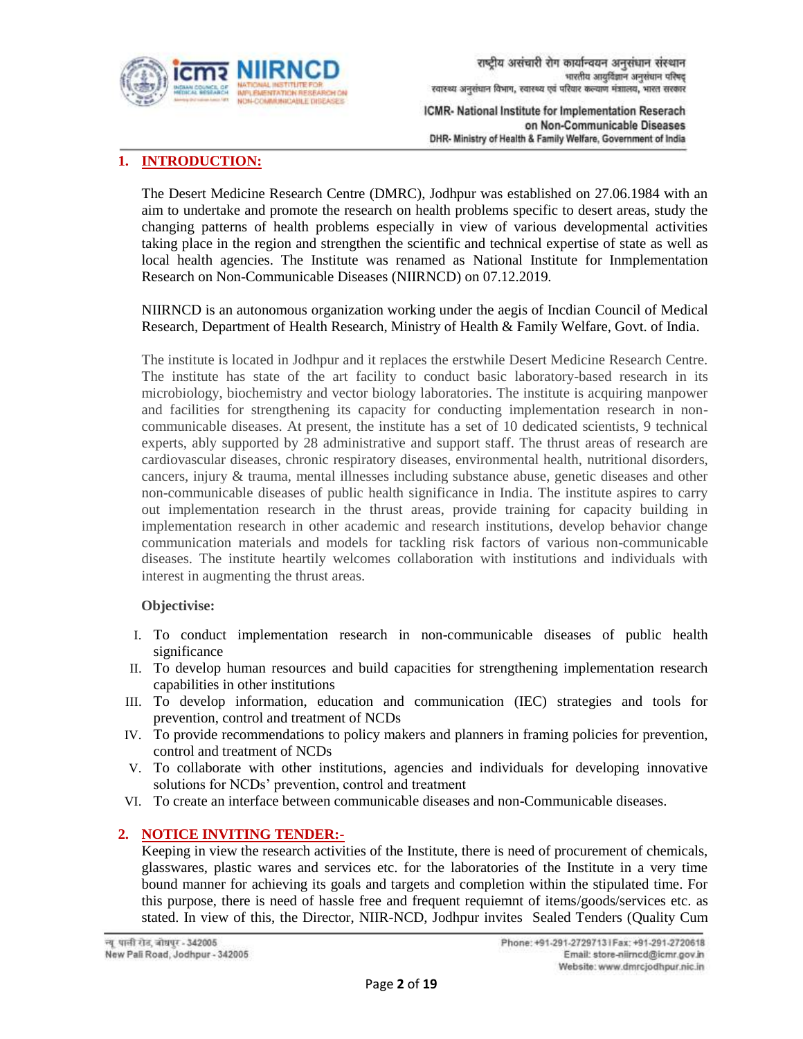## 1. INTRODUCTION:

The Desert Medicine Research Centre (DMRC), Jodhpur was established on 27.06.1984 with an aim to undertake and promote the research on health problems specific to desert areas, study the changing patterns of health problems especially in view of various developmental activities taking place in the region and strengthen the scientific and technical expertise of state as well as local health agencies. The Institute was renamed as National Institute for Innmplementation Research on Non-Communicable Diseases (NIIRNCD) on 07.12.2019.

NIIRNCD is an autonomous organization working under the aegis of Incdian Council of Medical Research, Department of Health Research, Ministry of Health & Family Welfare, Govt. of India.

The institute is located in Jodhpur and it replaces the erstwhile Desert Medicine Research Centre. The institute has state of the art facility to conduct basic laboratory-based research in its microbiology, biochemistry and vector biology laboratories. The institute is acquiring manpower and facilities for strengthening its capacity for conducting implementation research in non-communicable diseases. At present, the institute has a set of 10 dedicated scientists, 9 technical experts, ably supported by 28 administrative and support staff. The thrust areas of research are cardiovascular diseases, chronic respiratory diseases, environmental health, nutritional disorders, cancers, injury & trauma, mental illnesses including substance abuse, genetic diseases and other non-communicable diseases of public health significance in India. The institute aspires to carry out implementation research in the thrust areas, provide training for capacity building in implementation research in other academic and research institutions, develop behavior change communication materials and models for tackling risk factors of various non-communicable diseases. The institute heartily welcomes collaboration with institutions and individuals with interest in augmenting the thrust areas.

**Objectivise:**

I. To conduct implementation research in non-communicable diseases of public health significance
II. To develop human resources and build capacities for strengthening implementation research capabilities in other institutions
III. To develop information, education and communication (IEC) strategies and tools for prevention, control and treatment of NCDs
IV. To provide recommendations to policy makers and planners in framing policies for prevention, control and treatment of NCDs
V. To collaborate with other institutions, agencies and individuals for developing innovative solutions for NCDs' prevention, control and treatment
VI. To create an interface between communicable diseases and non-Communicable diseases.

## 2. NOTICE INVITING TENDER:-

Keeping in view the research activities of the Institute, there is need of procurement of chemicals, glasswares, plastic wares and services etc. for the laboratories of the Institute in a very time bound manner for achieving its goals and targets and completion within the stipulated time. For this purpose, there is need of hassle free and frequent requiemnt of items/goods/services etc. as stated. In view of this, the Director, NIIR-NCD, Jodhpur invites Sealed Tenders (Quality Cum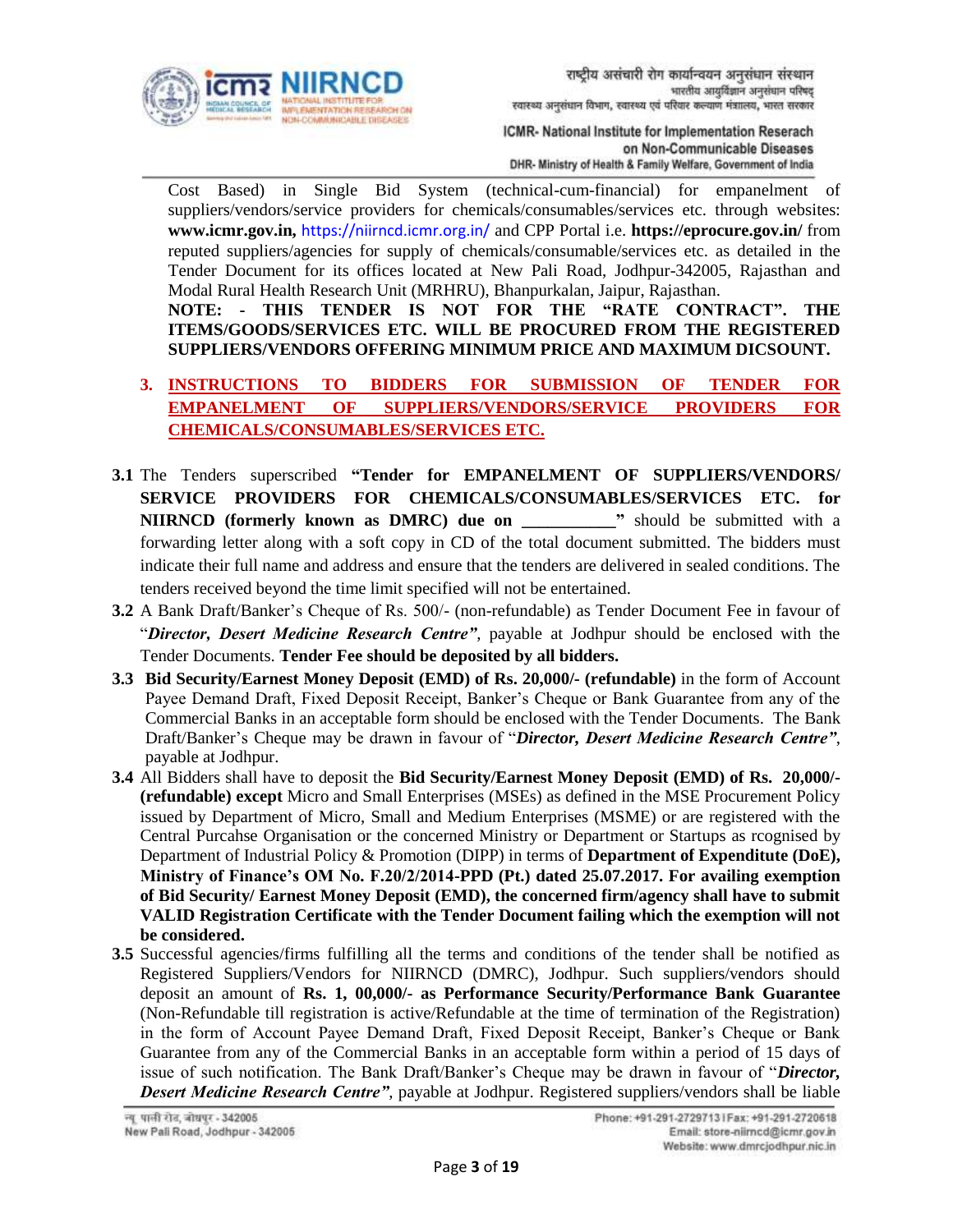Cost Based) in Single Bid System (technical-cum-financial) for empanelment of suppliers/vendors/service providers for chemicals/consumables/services etc. through websites: **www.icmr.gov.in,** https://niirncd.icmr.org.in/ and CPP Portal i.e. **https://eprocure.gov.in/** from reputed suppliers/agencies for supply of chemicals/consumable/services etc. as detailed in the Tender Document for its offices located at New Pali Road, Jodhpur-342005, Rajasthan and Modal Rural Health Research Unit (MRHRU), Bhanpurkalan, Jaipur, Rajasthan.

**NOTE: - THIS TENDER IS NOT FOR THE "RATE CONTRACT". THE ITEMS/GOODS/SERVICES ETC. WILL BE PROCURED FROM THE REGISTERED SUPPLIERS/VENDORS OFFERING MINIMUM PRICE AND MAXIMUM DICSOUNT.**

## 3. INSTRUCTIONS TO BIDDERS FOR SUBMISSION OF TENDER FOR EMPANELMENT OF SUPPLIERS/VENDORS/SERVICE PROVIDERS FOR CHEMICALS/CONSUMABLES/SERVICES ETC.

**3.1** The Tenders superscribed **"Tender for EMPANELMENT OF SUPPLIERS/VENDORS/ SERVICE PROVIDERS FOR CHEMICALS/CONSUMABLES/SERVICES ETC. for NIIRNCD (formerly known as DMRC) due on \_\_\_\_\_\_\_\_\_\_\_"** should be submitted with a forwarding letter along with a soft copy in CD of the total document submitted. The bidders must indicate their full name and address and ensure that the tenders are delivered in sealed conditions. The tenders received beyond the time limit specified will not be entertained.

**3.2** A Bank Draft/Banker's Cheque of Rs. 500/- (non-refundable) as Tender Document Fee in favour of "***Director, Desert Medicine Research Centre"***, payable at Jodhpur should be enclosed with the Tender Documents. **Tender Fee should be deposited by all bidders.**

**3.3** **Bid Security/Earnest Money Deposit (EMD) of Rs. 20,000/- (refundable)** in the form of Account Payee Demand Draft, Fixed Deposit Receipt, Banker's Cheque or Bank Guarantee from any of the Commercial Banks in an acceptable form should be enclosed with the Tender Documents. The Bank Draft/Banker's Cheque may be drawn in favour of "***Director, Desert Medicine Research Centre"***, payable at Jodhpur.

**3.4** All Bidders shall have to deposit the **Bid Security/Earnest Money Deposit (EMD) of Rs. 20,000/- (refundable) except** Micro and Small Enterprises (MSEs) as defined in the MSE Procurement Policy issued by Department of Micro, Small and Medium Enterprises (MSME) or are registered with the Central Purcahse Organisation or the concerned Ministry or Department or Startups as rcognised by Department of Industrial Policy & Promotion (DIPP) in terms of **Department of Expenditute (DoE), Ministry of Finance's OM No. F.20/2/2014-PPD (Pt.) dated 25.07.2017. For availing exemption of Bid Security/ Earnest Money Deposit (EMD), the concerned firm/agency shall have to submit VALID Registration Certificate with the Tender Document failing which the exemption will not be considered.**

**3.5** Successful agencies/firms fulfilling all the terms and conditions of the tender shall be notified as Registered Suppliers/Vendors for NIIRNCD (DMRC), Jodhpur. Such suppliers/vendors should deposit an amount of **Rs. 1, 00,000/- as Performance Security/Performance Bank Guarantee** (Non-Refundable till registration is active/Refundable at the time of termination of the Registration) in the form of Account Payee Demand Draft, Fixed Deposit Receipt, Banker's Cheque or Bank Guarantee from any of the Commercial Banks in an acceptable form within a period of 15 days of issue of such notification. The Bank Draft/Banker's Cheque may be drawn in favour of "***Director, Desert Medicine Research Centre"***, payable at Jodhpur. Registered suppliers/vendors shall be liable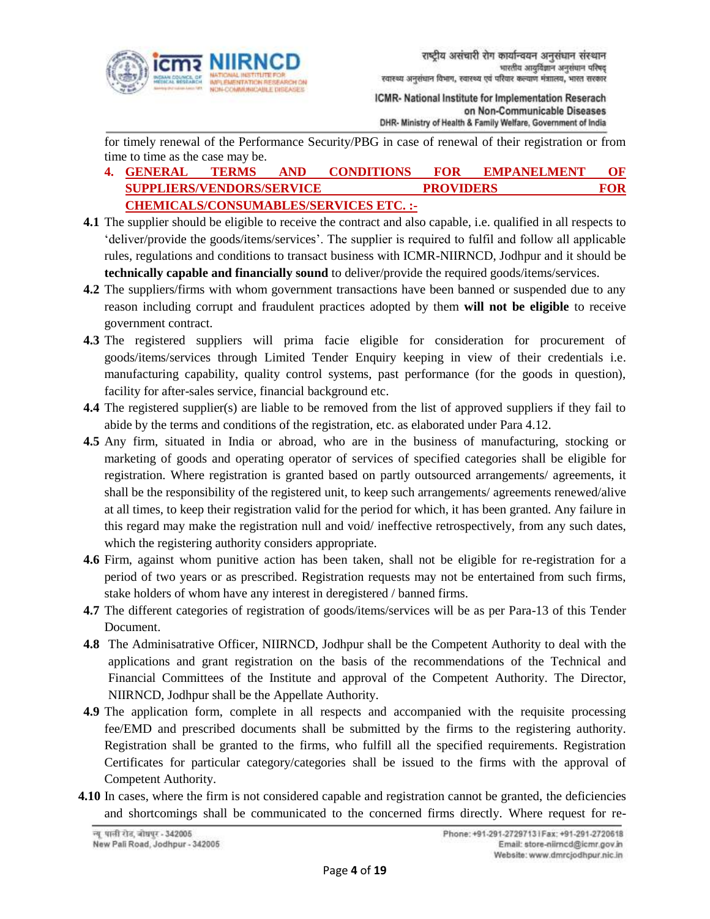for timely renewal of the Performance Security/PBG in case of renewal of their registration or from time to time as the case may be.

## 4. GENERAL TERMS AND CONDITIONS FOR EMPANELMENT OF SUPPLIERS/VENDORS/SERVICE PROVIDERS FOR CHEMICALS/CONSUMABLES/SERVICES ETC. :-

**4.1** The supplier should be eligible to receive the contract and also capable, i.e. qualified in all respects to 'deliver/provide the goods/items/services'. The supplier is required to fulfil and follow all applicable rules, regulations and conditions to transact business with ICMR-NIIRNCD, Jodhpur and it should be **technically capable and financially sound** to deliver/provide the required goods/items/services.

**4.2** The suppliers/firms with whom government transactions have been banned or suspended due to any reason including corrupt and fraudulent practices adopted by them **will not be eligible** to receive government contract.

**4.3** The registered suppliers will prima facie eligible for consideration for procurement of goods/items/services through Limited Tender Enquiry keeping in view of their credentials i.e. manufacturing capability, quality control systems, past performance (for the goods in question), facility for after-sales service, financial background etc.

**4.4** The registered supplier(s) are liable to be removed from the list of approved suppliers if they fail to abide by the terms and conditions of the registration, etc. as elaborated under Para 4.12.

**4.5** Any firm, situated in India or abroad, who are in the business of manufacturing, stocking or marketing of goods and operating operator of services of specified categories shall be eligible for registration. Where registration is granted based on partly outsourced arrangements/ agreements, it shall be the responsibility of the registered unit, to keep such arrangements/ agreements renewed/alive at all times, to keep their registration valid for the period for which, it has been granted. Any failure in this regard may make the registration null and void/ ineffective retrospectively, from any such dates, which the registering authority considers appropriate.

**4.6** Firm, against whom punitive action has been taken, shall not be eligible for re-registration for a period of two years or as prescribed. Registration requests may not be entertained from such firms, stake holders of whom have any interest in deregistered / banned firms.

**4.7** The different categories of registration of goods/items/services will be as per Para-13 of this Tender Document.

**4.8** The Adminisatrative Officer, NIIRNCD, Jodhpur shall be the Competent Authority to deal with the applications and grant registration on the basis of the recommendations of the Technical and Financial Committees of the Institute and approval of the Competent Authority. The Director, NIIRNCD, Jodhpur shall be the Appellate Authority.

**4.9** The application form, complete in all respects and accompanied with the requisite processing fee/EMD and prescribed documents shall be submitted by the firms to the registering authority. Registration shall be granted to the firms, who fulfill all the specified requirements. Registration Certificates for particular category/categories shall be issued to the firms with the approval of Competent Authority.

**4.10** In cases, where the firm is not considered capable and registration cannot be granted, the deficiencies and shortcomings shall be communicated to the concerned firms directly. Where request for re-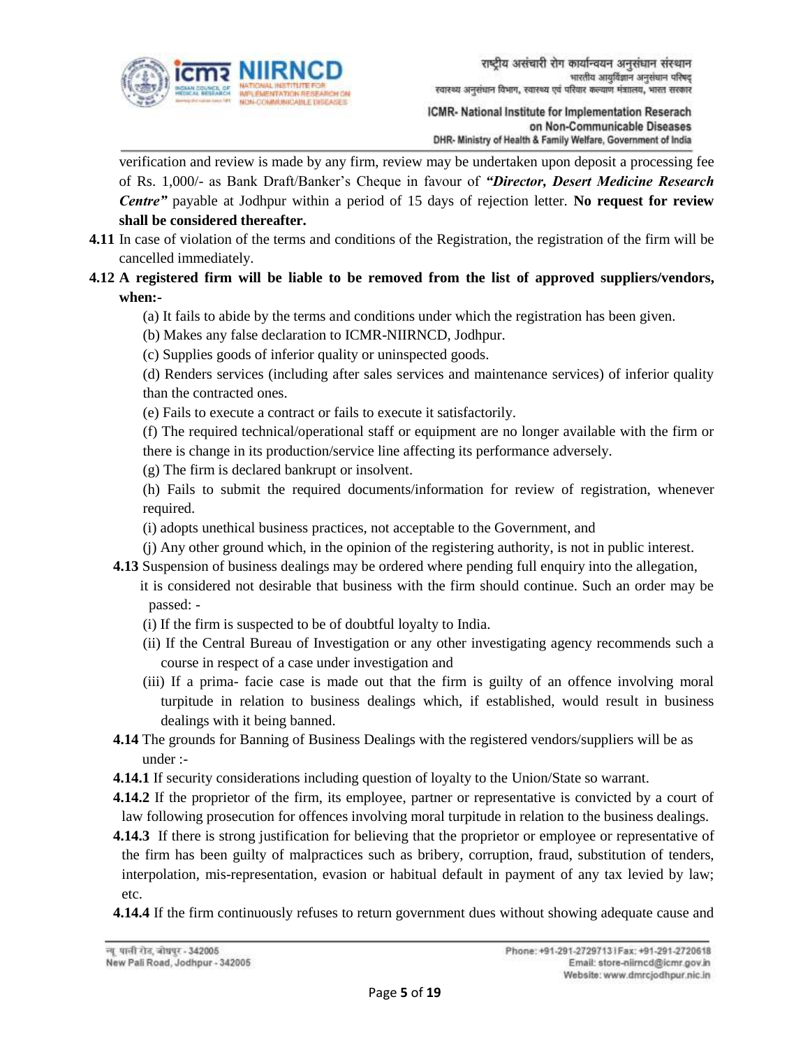verification and review is made by any firm, review may be undertaken upon deposit a processing fee of Rs. 1,000/- as Bank Draft/Banker's Cheque in favour of ***"Director, Desert Medicine Research Centre"*** payable at Jodhpur within a period of 15 days of rejection letter. **No request for review shall be considered thereafter.**

**4.11** In case of violation of the terms and conditions of the Registration, the registration of the firm will be cancelled immediately.

**4.12 A registered firm will be liable to be removed from the list of approved suppliers/vendors, when:-**

(a) It fails to abide by the terms and conditions under which the registration has been given.

(b) Makes any false declaration to ICMR-NIIRNCD, Jodhpur.

(c) Supplies goods of inferior quality or uninspected goods.

(d) Renders services (including after sales services and maintenance services) of inferior quality than the contracted ones.

(e) Fails to execute a contract or fails to execute it satisfactorily.

(f) The required technical/operational staff or equipment are no longer available with the firm or there is change in its production/service line affecting its performance adversely.

(g) The firm is declared bankrupt or insolvent.

(h) Fails to submit the required documents/information for review of registration, whenever required.

(i) adopts unethical business practices, not acceptable to the Government, and

(j) Any other ground which, in the opinion of the registering authority, is not in public interest.

**4.13** Suspension of business dealings may be ordered where pending full enquiry into the allegation, it is considered not desirable that business with the firm should continue. Such an order may be passed: -

(i) If the firm is suspected to be of doubtful loyalty to India.

(ii) If the Central Bureau of Investigation or any other investigating agency recommends such a course in respect of a case under investigation and

(iii) If a prima- facie case is made out that the firm is guilty of an offence involving moral turpitude in relation to business dealings which, if established, would result in business dealings with it being banned.

**4.14** The grounds for Banning of Business Dealings with the registered vendors/suppliers will be as under :-

**4.14.1** If security considerations including question of loyalty to the Union/State so warrant.

**4.14.2** If the proprietor of the firm, its employee, partner or representative is convicted by a court of law following prosecution for offences involving moral turpitude in relation to the business dealings.

**4.14.3** If there is strong justification for believing that the proprietor or employee or representative of the firm has been guilty of malpractices such as bribery, corruption, fraud, substitution of tenders, interpolation, mis-representation, evasion or habitual default in payment of any tax levied by law; etc.

**4.14.4** If the firm continuously refuses to return government dues without showing adequate cause and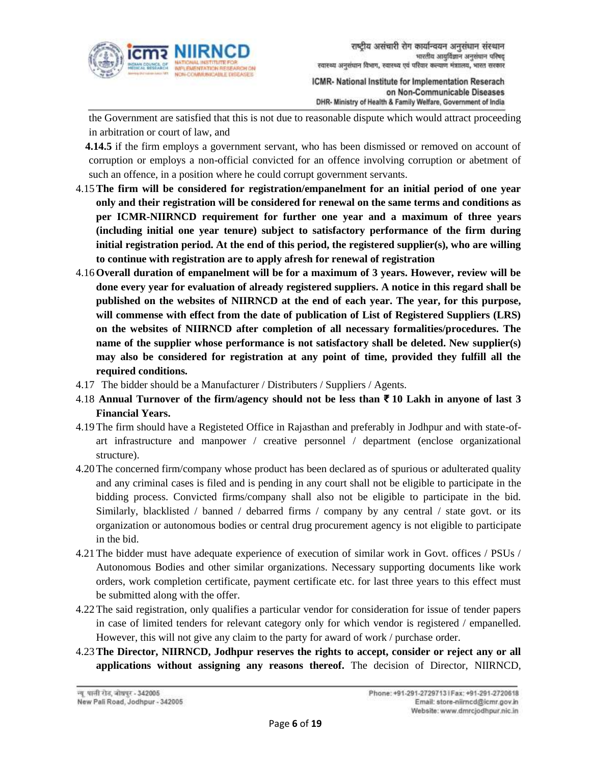the Government are satisfied that this is not due to reasonable dispute which would attract proceeding in arbitration or court of law, and

**4.14.5** if the firm employs a government servant, who has been dismissed or removed on account of corruption or employs a non-official convicted for an offence involving corruption or abetment of such an offence, in a position where he could corrupt government servants.

4.15 **The firm will be considered for registration/empanelment for an initial period of one year only and their registration will be considered for renewal on the same terms and conditions as per ICMR-NIIRNCD requirement for further one year and a maximum of three years (including initial one year tenure) subject to satisfactory performance of the firm during initial registration period. At the end of this period, the registered supplier(s), who are willing to continue with registration are to apply afresh for renewal of registration**

4.16 **Overall duration of empanelment will be for a maximum of 3 years. However, review will be done every year for evaluation of already registered suppliers. A notice in this regard shall be published on the websites of NIIRNCD at the end of each year. The year, for this purpose, will commense with effect from the date of publication of List of Registered Suppliers (LRS) on the websites of NIIRNCD after completion of all necessary formalities/procedures. The name of the supplier whose performance is not satisfactory shall be deleted. New supplier(s) may also be considered for registration at any point of time, provided they fulfill all the required conditions.**

4.17 The bidder should be a Manufacturer / Distributers / Suppliers / Agents.

4.18 **Annual Turnover of the firm/agency should not be less than ₹ 10 Lakh in anyone of last 3 Financial Years.**

4.19 The firm should have a Registeted Office in Rajasthan and preferably in Jodhpur and with state-of-art infrastructure and manpower / creative personnel / department (enclose organizational structure).

4.20 The concerned firm/company whose product has been declared as of spurious or adulterated quality and any criminal cases is filed and is pending in any court shall not be eligible to participate in the bidding process. Convicted firms/company shall also not be eligible to participate in the bid. Similarly, blacklisted / banned / debarred firms / company by any central / state govt. or its organization or autonomous bodies or central drug procurement agency is not eligible to participate in the bid.

4.21 The bidder must have adequate experience of execution of similar work in Govt. offices / PSUs / Autonomous Bodies and other similar organizations. Necessary supporting documents like work orders, work completion certificate, payment certificate etc. for last three years to this effect must be submitted along with the offer.

4.22 The said registration, only qualifies a particular vendor for consideration for issue of tender papers in case of limited tenders for relevant category only for which vendor is registered / empanelled. However, this will not give any claim to the party for award of work / purchase order.

4.23 **The Director, NIIRNCD, Jodhpur reserves the rights to accept, consider or reject any or all applications without assigning any reasons thereof.** The decision of Director, NIIRNCD,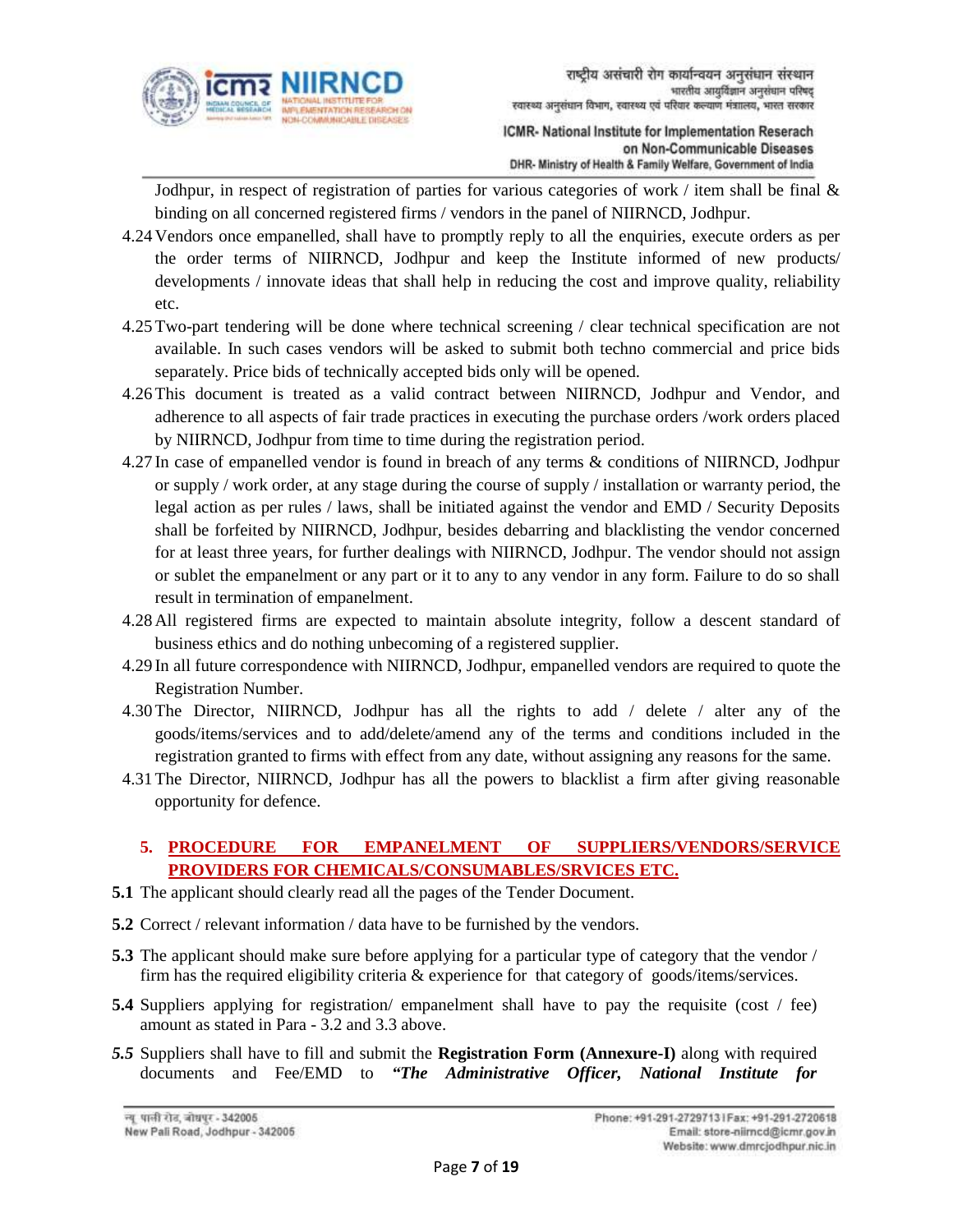Jodhpur, in respect of registration of parties for various categories of work / item shall be final & binding on all concerned registered firms / vendors in the panel of NIIRNCD, Jodhpur.

4.24 Vendors once empanelled, shall have to promptly reply to all the enquiries, execute orders as per the order terms of NIIRNCD, Jodhpur and keep the Institute informed of new products/ developments / innovate ideas that shall help in reducing the cost and improve quality, reliability etc.

4.25 Two-part tendering will be done where technical screening / clear technical specification are not available. In such cases vendors will be asked to submit both techno commercial and price bids separately. Price bids of technically accepted bids only will be opened.

4.26 This document is treated as a valid contract between NIIRNCD, Jodhpur and Vendor, and adherence to all aspects of fair trade practices in executing the purchase orders /work orders placed by NIIRNCD, Jodhpur from time to time during the registration period.

4.27 In case of empanelled vendor is found in breach of any terms & conditions of NIIRNCD, Jodhpur or supply / work order, at any stage during the course of supply / installation or warranty period, the legal action as per rules / laws, shall be initiated against the vendor and EMD / Security Deposits shall be forfeited by NIIRNCD, Jodhpur, besides debarring and blacklisting the vendor concerned for at least three years, for further dealings with NIIRNCD, Jodhpur. The vendor should not assign or sublet the empanelment or any part or it to any to any vendor in any form. Failure to do so shall result in termination of empanelment.

4.28 All registered firms are expected to maintain absolute integrity, follow a descent standard of business ethics and do nothing unbecoming of a registered supplier.

4.29 In all future correspondence with NIIRNCD, Jodhpur, empanelled vendors are required to quote the Registration Number.

4.30 The Director, NIIRNCD, Jodhpur has all the rights to add / delete / alter any of the goods/items/services and to add/delete/amend any of the terms and conditions included in the registration granted to firms with effect from any date, without assigning any reasons for the same.

4.31 The Director, NIIRNCD, Jodhpur has all the powers to blacklist a firm after giving reasonable opportunity for defence.

## 5. PROCEDURE FOR EMPANELMENT OF SUPPLIERS/VENDORS/SERVICE PROVIDERS FOR CHEMICALS/CONSUMABLES/SRVICES ETC.

**5.1** The applicant should clearly read all the pages of the Tender Document.

**5.2** Correct / relevant information / data have to be furnished by the vendors.

**5.3** The applicant should make sure before applying for a particular type of category that the vendor / firm has the required eligibility criteria & experience for that category of goods/items/services.

**5.4** Suppliers applying for registration/ empanelment shall have to pay the requisite (cost / fee) amount as stated in Para - 3.2 and 3.3 above.

***5.5*** Suppliers shall have to fill and submit the **Registration Form (Annexure-I)** along with required documents and Fee/EMD to ***"The Administrative Officer, National Institute for***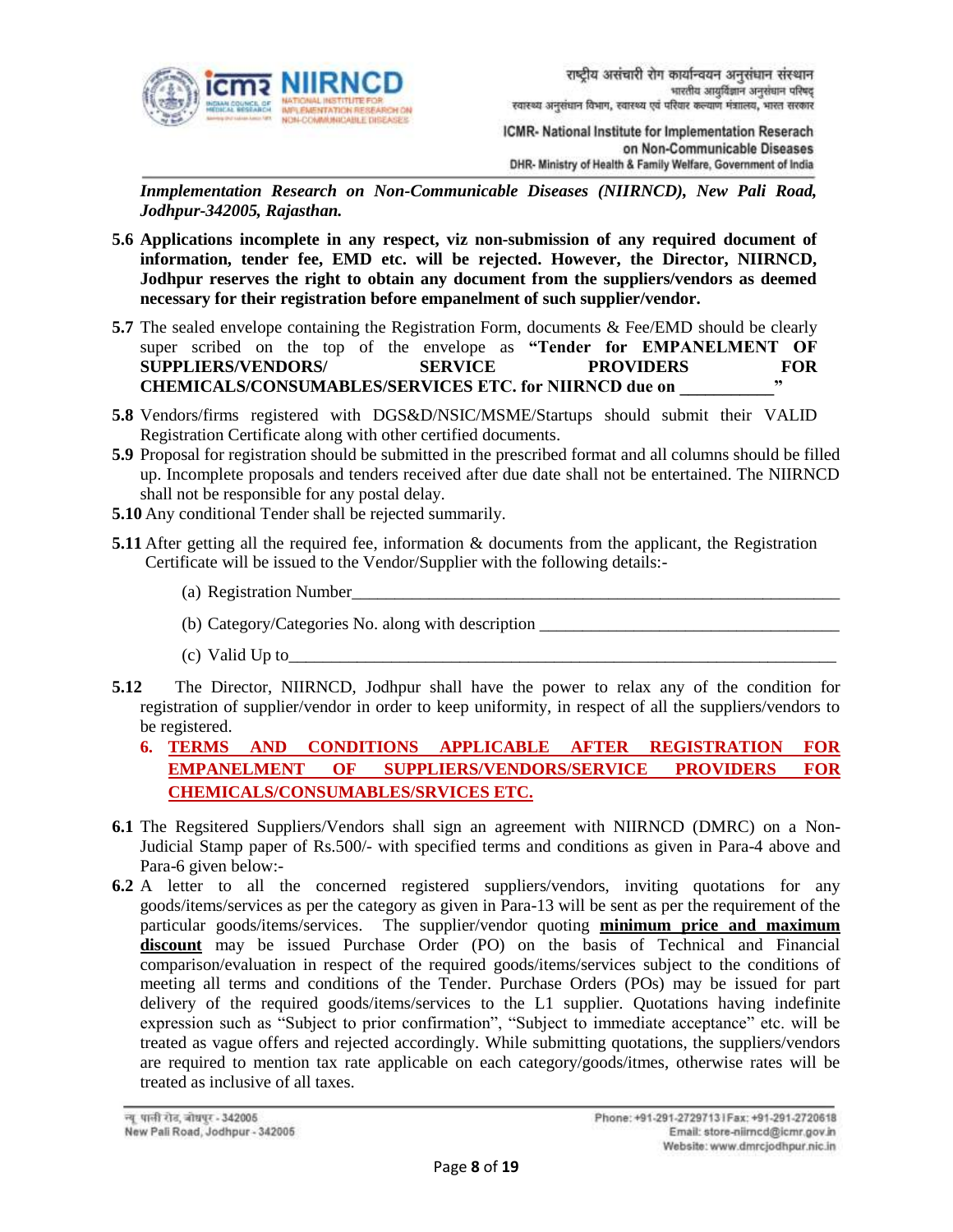***Innplementation Research on Non-Communicable Diseases (NIIRNCD), New Pali Road, Jodhpur-342005, Rajasthan.***

**5.6** **Applications incomplete in any respect, viz non-submission of any required document of information, tender fee, EMD etc. will be rejected. However, the Director, NIIRNCD, Jodhpur reserves the right to obtain any document from the suppliers/vendors as deemed necessary for their registration before empanelment of such supplier/vendor.**

**5.7** The sealed envelope containing the Registration Form, documents & Fee/EMD should be clearly super scribed on the top of the envelope as **"Tender for EMPANELMENT OF SUPPLIERS/VENDORS/ SERVICE PROVIDERS FOR CHEMICALS/CONSUMABLES/SERVICES ETC. for NIIRNCD due on ___________"**

**5.8** Vendors/firms registered with DGS&D/NSIC/MSME/Startups should submit their VALID Registration Certificate along with other certified documents.

**5.9** Proposal for registration should be submitted in the prescribed format and all columns should be filled up. Incomplete proposals and tenders received after due date shall not be entertained. The NIIRNCD shall not be responsible for any postal delay.

**5.10** Any conditional Tender shall be rejected summarily.

**5.11** After getting all the required fee, information & documents from the applicant, the Registration Certificate will be issued to the Vendor/Supplier with the following details:-

(a) Registration Number____________________________________________________________

(b) Category/Categories No. along with description ___________________________________

(c) Valid Up to__________________________________________________________________

**5.12** The Director, NIIRNCD, Jodhpur shall have the power to relax any of the condition for registration of supplier/vendor in order to keep uniformity, in respect of all the suppliers/vendors to be registered.

## 6. TERMS AND CONDITIONS APPLICABLE AFTER REGISTRATION FOR EMPANELMENT OF SUPPLIERS/VENDORS/SERVICE PROVIDERS FOR CHEMICALS/CONSUMABLES/SRVICES ETC.

**6.1** The Regsitered Suppliers/Vendors shall sign an agreement with NIIRNCD (DMRC) on a Non-Judicial Stamp paper of Rs.500/- with specified terms and conditions as given in Para-4 above and Para-6 given below:-

**6.2** A letter to all the concerned registered suppliers/vendors, inviting quotations for any goods/items/services as per the category as given in Para-13 will be sent as per the requirement of the particular goods/items/services. The supplier/vendor quoting **minimum price and maximum discount** may be issued Purchase Order (PO) on the basis of Technical and Financial comparison/evaluation in respect of the required goods/items/services subject to the conditions of meeting all terms and conditions of the Tender. Purchase Orders (POs) may be issued for part delivery of the required goods/items/services to the L1 supplier. Quotations having indefinite expression such as "Subject to prior confirmation", "Subject to immediate acceptance" etc. will be treated as vague offers and rejected accordingly. While submitting quotations, the suppliers/vendors are required to mention tax rate applicable on each category/goods/itmes, otherwise rates will be treated as inclusive of all taxes.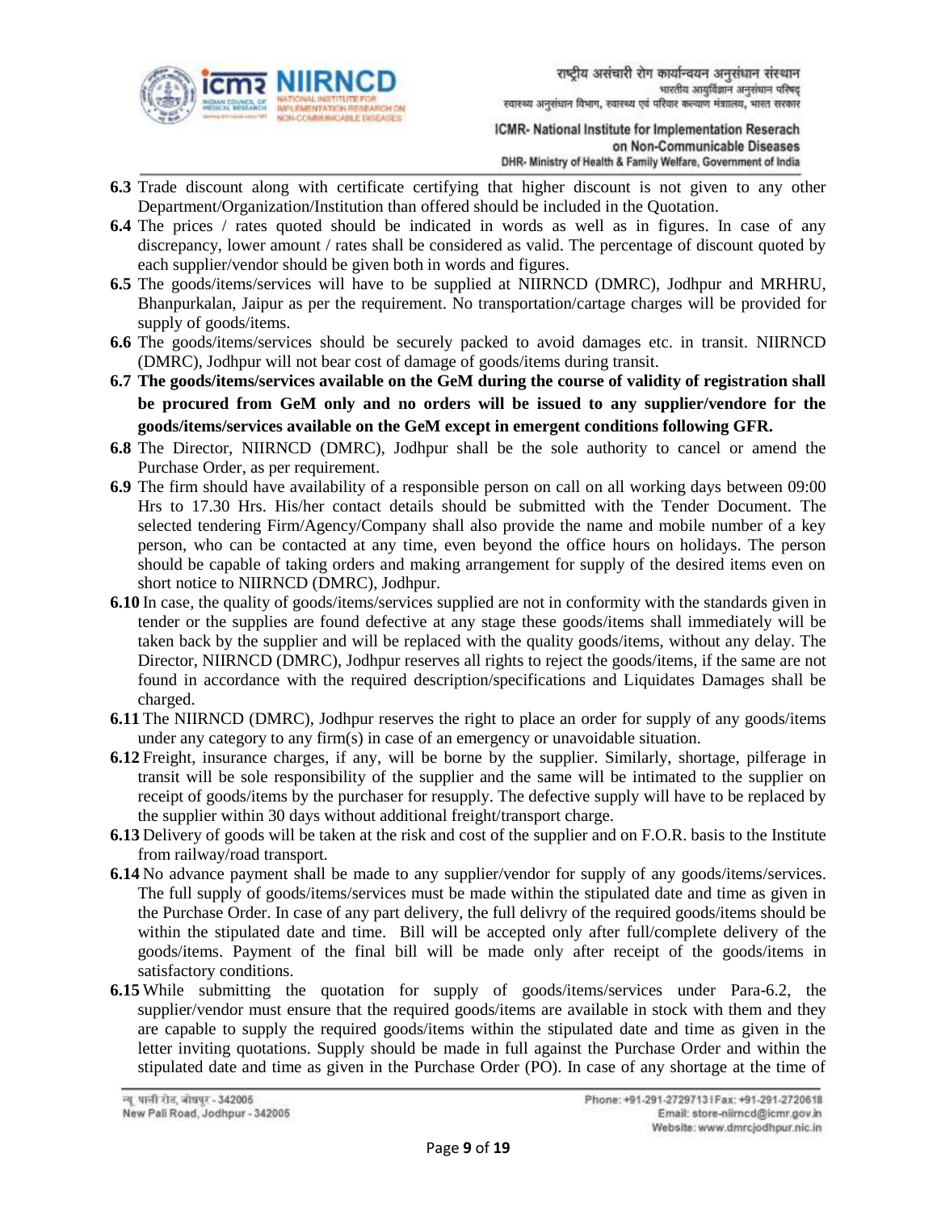**6.3** Trade discount along with certificate certifying that higher discount is not given to any other Department/Organization/Institution than offered should be included in the Quotation.

**6.4** The prices / rates quoted should be indicated in words as well as in figures. In case of any discrepancy, lower amount / rates shall be considered as valid. The percentage of discount quoted by each supplier/vendor should be given both in words and figures.

**6.5** The goods/items/services will have to be supplied at NIIRNCD (DMRC), Jodhpur and MRHRU, Bhanpurkalan, Jaipur as per the requirement. No transportation/cartage charges will be provided for supply of goods/items.

**6.6** The goods/items/services should be securely packed to avoid damages etc. in transit. NIIRNCD (DMRC), Jodhpur will not bear cost of damage of goods/items during transit.

**6.7 The goods/items/services available on the GeM during the course of validity of registration shall be procured from GeM only and no orders will be issued to any supplier/vendore for the goods/items/services available on the GeM except in emergent conditions following GFR.**

**6.8** The Director, NIIRNCD (DMRC), Jodhpur shall be the sole authority to cancel or amend the Purchase Order, as per requirement.

**6.9** The firm should have availability of a responsible person on call on all working days between 09:00 Hrs to 17.30 Hrs. His/her contact details should be submitted with the Tender Document. The selected tendering Firm/Agency/Company shall also provide the name and mobile number of a key person, who can be contacted at any time, even beyond the office hours on holidays. The person should be capable of taking orders and making arrangement for supply of the desired items even on short notice to NIIRNCD (DMRC), Jodhpur.

**6.10** In case, the quality of goods/items/services supplied are not in conformity with the standards given in tender or the supplies are found defective at any stage these goods/items shall immediately will be taken back by the supplier and will be replaced with the quality goods/items, without any delay. The Director, NIIRNCD (DMRC), Jodhpur reserves all rights to reject the goods/items, if the same are not found in accordance with the required description/specifications and Liquidates Damages shall be charged.

**6.11** The NIIRNCD (DMRC), Jodhpur reserves the right to place an order for supply of any goods/items under any category to any firm(s) in case of an emergency or unavoidable situation.

**6.12** Freight, insurance charges, if any, will be borne by the supplier. Similarly, shortage, pilferage in transit will be sole responsibility of the supplier and the same will be intimated to the supplier on receipt of goods/items by the purchaser for resupply. The defective supply will have to be replaced by the supplier within 30 days without additional freight/transport charge.

**6.13** Delivery of goods will be taken at the risk and cost of the supplier and on F.O.R. basis to the Institute from railway/road transport.

**6.14** No advance payment shall be made to any supplier/vendor for supply of any goods/items/services. The full supply of goods/items/services must be made within the stipulated date and time as given in the Purchase Order. In case of any part delivery, the full delivry of the required goods/items should be within the stipulated date and time. Bill will be accepted only after full/complete delivery of the goods/items. Payment of the final bill will be made only after receipt of the goods/items in satisfactory conditions.

**6.15** While submitting the quotation for supply of goods/items/services under Para-6.2, the supplier/vendor must ensure that the required goods/items are available in stock with them and they are capable to supply the required goods/items within the stipulated date and time as given in the letter inviting quotations. Supply should be made in full against the Purchase Order and within the stipulated date and time as given in the Purchase Order (PO). In case of any shortage at the time of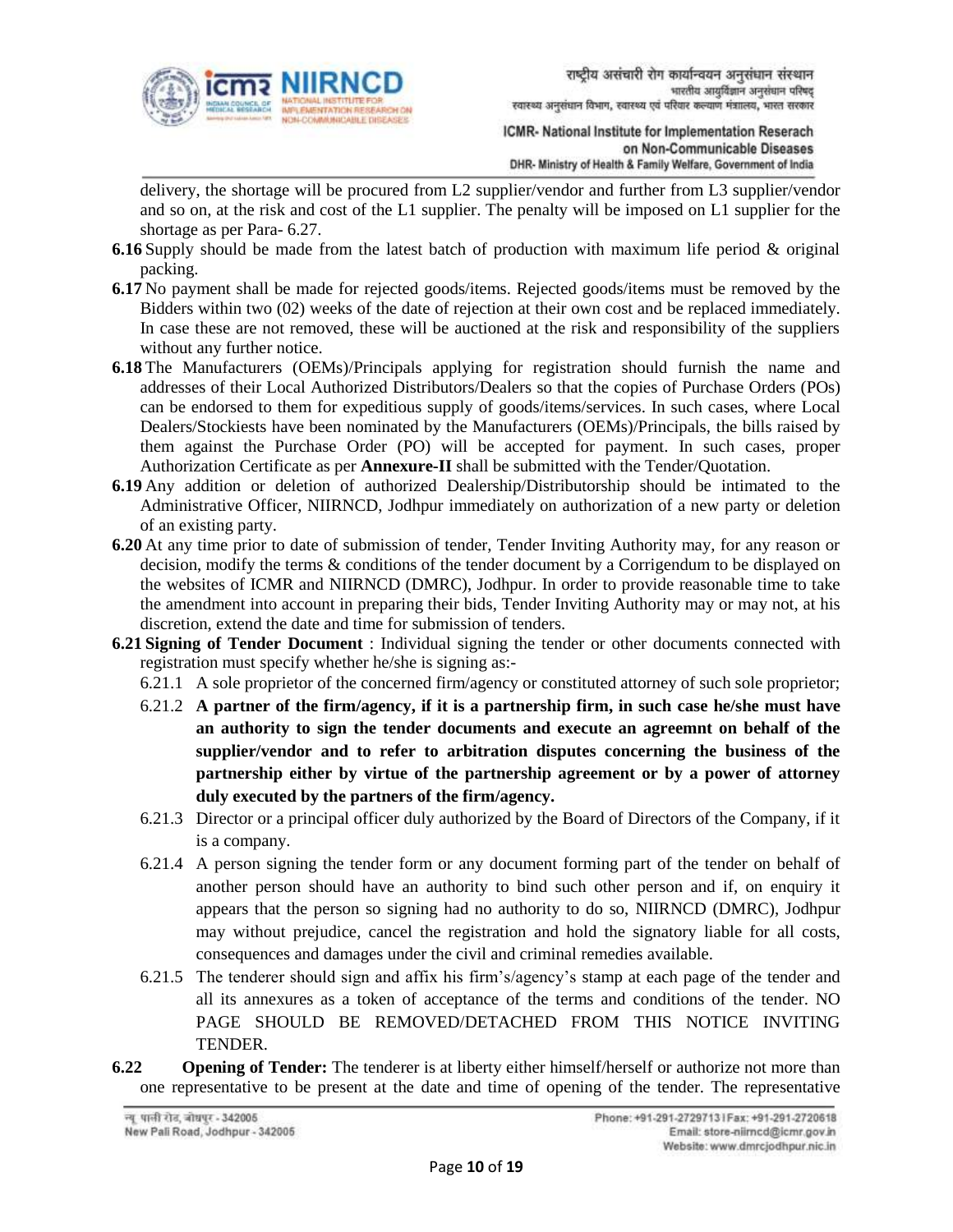delivery, the shortage will be procured from L2 supplier/vendor and further from L3 supplier/vendor and so on, at the risk and cost of the L1 supplier. The penalty will be imposed on L1 supplier for the shortage as per Para- 6.27.

**6.16** Supply should be made from the latest batch of production with maximum life period & original packing.

**6.17** No payment shall be made for rejected goods/items. Rejected goods/items must be removed by the Bidders within two (02) weeks of the date of rejection at their own cost and be replaced immediately. In case these are not removed, these will be auctioned at the risk and responsibility of the suppliers without any further notice.

**6.18** The Manufacturers (OEMs)/Principals applying for registration should furnish the name and addresses of their Local Authorized Distributors/Dealers so that the copies of Purchase Orders (POs) can be endorsed to them for expeditious supply of goods/items/services. In such cases, where Local Dealers/Stockiests have been nominated by the Manufacturers (OEMs)/Principals, the bills raised by them against the Purchase Order (PO) will be accepted for payment. In such cases, proper Authorization Certificate as per **Annexure-II** shall be submitted with the Tender/Quotation.

**6.19** Any addition or deletion of authorized Dealership/Distributorship should be intimated to the Administrative Officer, NIIRNCD, Jodhpur immediately on authorization of a new party or deletion of an existing party.

**6.20** At any time prior to date of submission of tender, Tender Inviting Authority may, for any reason or decision, modify the terms & conditions of the tender document by a Corrigendum to be displayed on the websites of ICMR and NIIRNCD (DMRC), Jodhpur. In order to provide reasonable time to take the amendment into account in preparing their bids, Tender Inviting Authority may or may not, at his discretion, extend the date and time for submission of tenders.

**6.21 Signing of Tender Document** : Individual signing the tender or other documents connected with registration must specify whether he/she is signing as:-

- 6.21.1 A sole proprietor of the concerned firm/agency or constituted attorney of such sole proprietor;
- 6.21.2 **A partner of the firm/agency, if it is a partnership firm, in such case he/she must have an authority to sign the tender documents and execute an agreemnt on behalf of the supplier/vendor and to refer to arbitration disputes concerning the business of the partnership either by virtue of the partnership agreement or by a power of attorney duly executed by the partners of the firm/agency.**
- 6.21.3 Director or a principal officer duly authorized by the Board of Directors of the Company, if it is a company.
- 6.21.4 A person signing the tender form or any document forming part of the tender on behalf of another person should have an authority to bind such other person and if, on enquiry it appears that the person so signing had no authority to do so, NIIRNCD (DMRC), Jodhpur may without prejudice, cancel the registration and hold the signatory liable for all costs, consequences and damages under the civil and criminal remedies available.
- 6.21.5 The tenderer should sign and affix his firm's/agency's stamp at each page of the tender and all its annexures as a token of acceptance of the terms and conditions of the tender. NO PAGE SHOULD BE REMOVED/DETACHED FROM THIS NOTICE INVITING TENDER.

**6.22 Opening of Tender:** The tenderer is at liberty either himself/herself or authorize not more than one representative to be present at the date and time of opening of the tender. The representative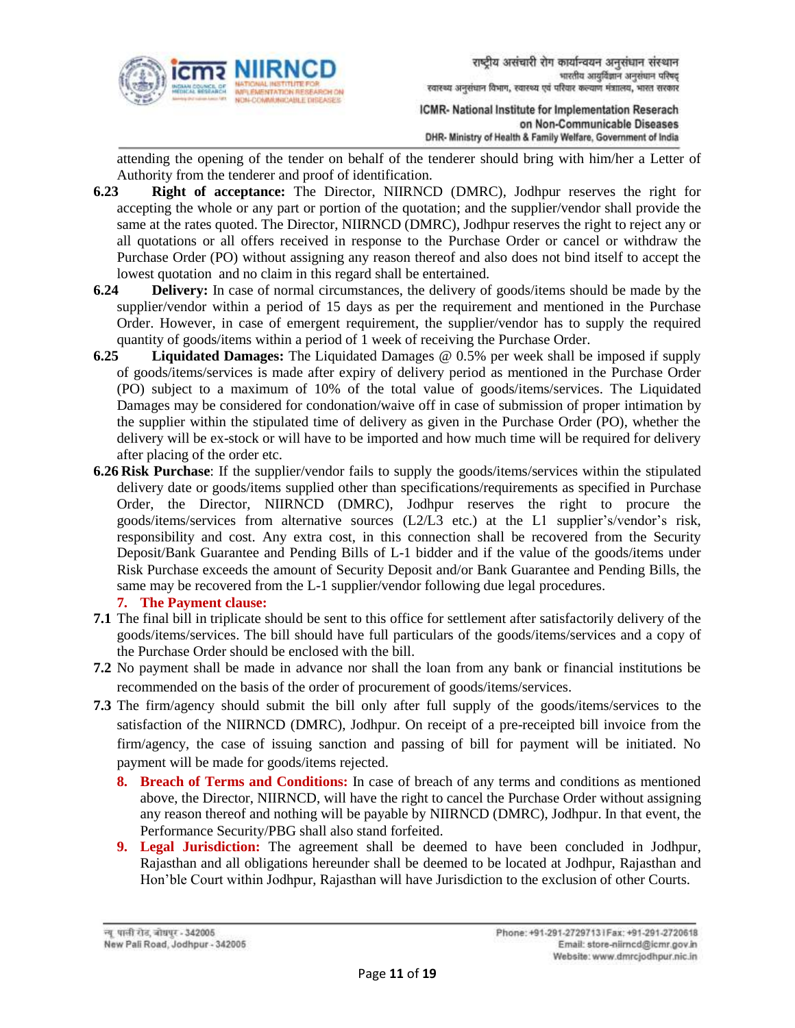attending the opening of the tender on behalf of the tenderer should bring with him/her a Letter of Authority from the tenderer and proof of identification.

**6.23 Right of acceptance:** The Director, NIIRNCD (DMRC), Jodhpur reserves the right for accepting the whole or any part or portion of the quotation; and the supplier/vendor shall provide the same at the rates quoted. The Director, NIIRNCD (DMRC), Jodhpur reserves the right to reject any or all quotations or all offers received in response to the Purchase Order or cancel or withdraw the Purchase Order (PO) without assigning any reason thereof and also does not bind itself to accept the lowest quotation and no claim in this regard shall be entertained.

**6.24 Delivery:** In case of normal circumstances, the delivery of goods/items should be made by the supplier/vendor within a period of 15 days as per the requirement and mentioned in the Purchase Order. However, in case of emergent requirement, the supplier/vendor has to supply the required quantity of goods/items within a period of 1 week of receiving the Purchase Order.

**6.25 Liquidated Damages:** The Liquidated Damages @ 0.5% per week shall be imposed if supply of goods/items/services is made after expiry of delivery period as mentioned in the Purchase Order (PO) subject to a maximum of 10% of the total value of goods/items/services. The Liquidated Damages may be considered for condonation/waive off in case of submission of proper intimation by the supplier within the stipulated time of delivery as given in the Purchase Order (PO), whether the delivery will be ex-stock or will have to be imported and how much time will be required for delivery after placing of the order etc.

**6.26 Risk Purchase**: If the supplier/vendor fails to supply the goods/items/services within the stipulated delivery date or goods/items supplied other than specifications/requirements as specified in Purchase Order, the Director, NIIRNCD (DMRC), Jodhpur reserves the right to procure the goods/items/services from alternative sources (L2/L3 etc.) at the L1 supplier's/vendor's risk, responsibility and cost. Any extra cost, in this connection shall be recovered from the Security Deposit/Bank Guarantee and Pending Bills of L-1 bidder and if the value of the goods/items under Risk Purchase exceeds the amount of Security Deposit and/or Bank Guarantee and Pending Bills, the same may be recovered from the L-1 supplier/vendor following due legal procedures.

## 7. The Payment clause:

**7.1** The final bill in triplicate should be sent to this office for settlement after satisfactorily delivery of the goods/items/services. The bill should have full particulars of the goods/items/services and a copy of the Purchase Order should be enclosed with the bill.

**7.2** No payment shall be made in advance nor shall the loan from any bank or financial institutions be recommended on the basis of the order of procurement of goods/items/services.

**7.3** The firm/agency should submit the bill only after full supply of the goods/items/services to the satisfaction of the NIIRNCD (DMRC), Jodhpur. On receipt of a pre-receipted bill invoice from the firm/agency, the case of issuing sanction and passing of bill for payment will be initiated. No payment will be made for goods/items rejected.

**8. Breach of Terms and Conditions:** In case of breach of any terms and conditions as mentioned above, the Director, NIIRNCD, will have the right to cancel the Purchase Order without assigning any reason thereof and nothing will be payable by NIIRNCD (DMRC), Jodhpur. In that event, the Performance Security/PBG shall also stand forfeited.

**9. Legal Jurisdiction:** The agreement shall be deemed to have been concluded in Jodhpur, Rajasthan and all obligations hereunder shall be deemed to be located at Jodhpur, Rajasthan and Hon'ble Court within Jodhpur, Rajasthan will have Jurisdiction to the exclusion of other Courts.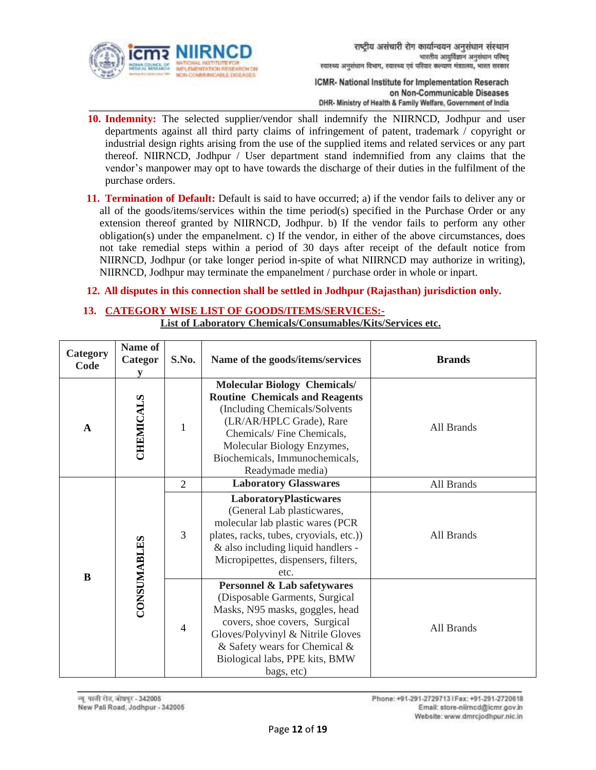10. **Indemnity:** The selected supplier/vendor shall indemnify the NIIRNCD, Jodhpur and user departments against all third party claims of infringement of patent, trademark / copyright or industrial design rights arising from the use of the supplied items and related services or any part thereof. NIIRNCD, Jodhpur / User department stand indemnified from any claims that the vendor's manpower may opt to have towards the discharge of their duties in the fulfilment of the purchase orders.

11. **Termination of Default:** Default is said to have occurred; a) if the vendor fails to deliver any or all of the goods/items/services within the time period(s) specified in the Purchase Order or any extension thereof granted by NIIRNCD, Jodhpur. b) If the vendor fails to perform any other obligation(s) under the empanelment. c) If the vendor, in either of the above circumstances, does not take remedial steps within a period of 30 days after receipt of the default notice from NIIRNCD, Jodhpur (or take longer period in-spite of what NIIRNCD may authorize in writing), NIIRNCD, Jodhpur may terminate the empanelment / purchase order in whole or inpart.

12. **All disputes in this connection shall be settled in Jodhpur (Rajasthan) jurisdiction only.**

13. **CATEGORY WISE LIST OF GOODS/ITEMS/SERVICES:-**

**List of Laboratory Chemicals/Consumables/Kits/Services etc.**

| Category Code | Name of Category | S.No. | Name of the goods/items/services | Brands |
|---|---|---|---|---|
| A | CHEMICALS | 1 | **Molecular Biology Chemicals/ Routine Chemicals and Reagents** (Including Chemicals/Solvents (LR/AR/HPLC Grade), Rare Chemicals/ Fine Chemicals, Molecular Biology Enzymes, Biochemicals, Immunochemicals, Readymade media) | All Brands |
| B | CONSUMABLES | 2 | **Laboratory Glasswares** | All Brands |
| | | 3 | **LaboratoryPlasticwares** (General Lab plasticwares, molecular lab plastic wares (PCR plates, racks, tubes, cryovials, etc.)) & also including liquid handlers - Micropipettes, dispensers, filters, etc. | All Brands |
| | | 4 | **Personnel & Lab safetywares** (Disposable Garments, Surgical Masks, N95 masks, goggles, head covers, shoe covers, Surgical Gloves/Polyvinyl & Nitrile Gloves & Safety wears for Chemical & Biological labs, PPE kits, BMW bags, etc) | All Brands |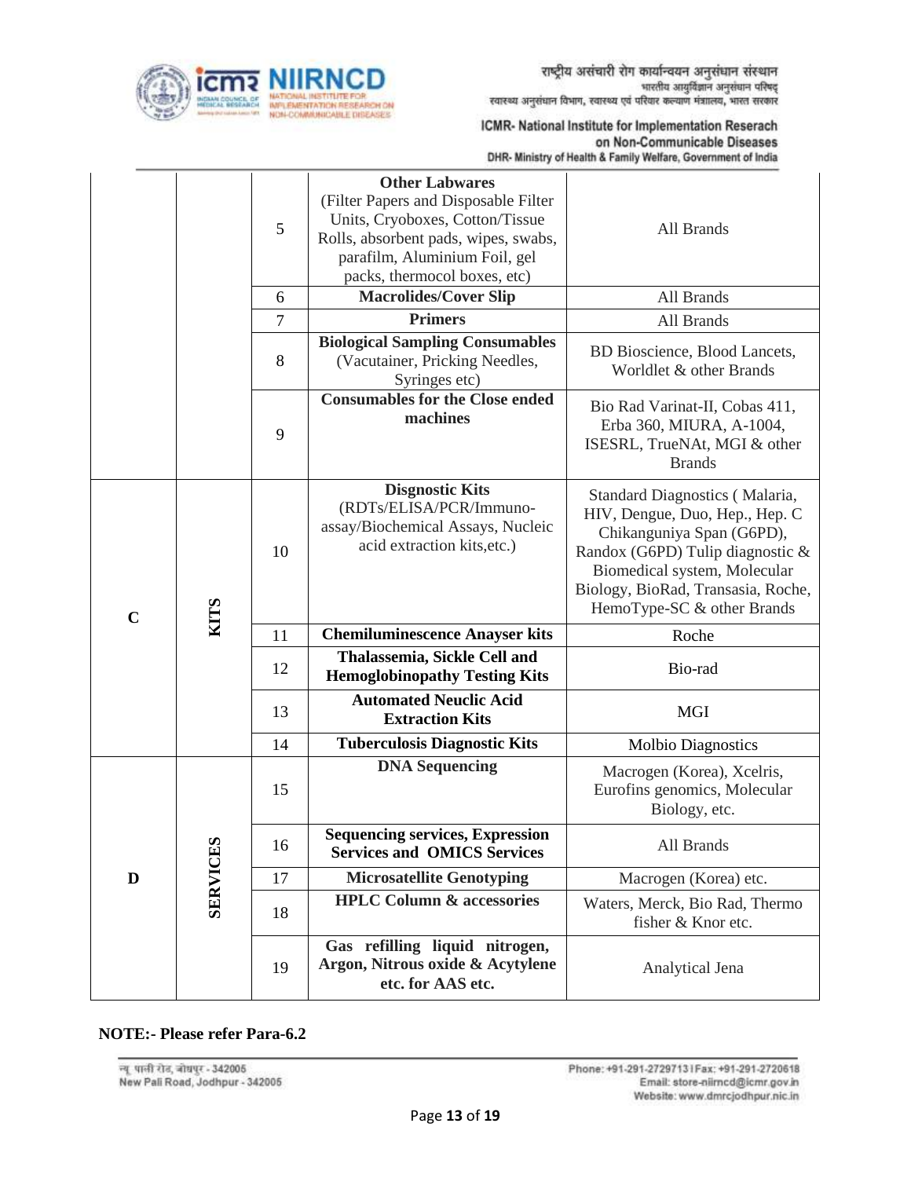| | | | | |
|---|---|---|---|---|
| | | 5 | **Other Labwares** (Filter Papers and Disposable Filter Units, Cryoboxes, Cotton/Tissue Rolls, absorbent pads, wipes, swabs, parafilm, Aluminium Foil, gel packs, thermocol boxes, etc) | All Brands |
| | | 6 | **Macrolides/Cover Slip** | All Brands |
| | | 7 | **Primers** | All Brands |
| | | 8 | **Biological Sampling Consumables** (Vacutainer, Pricking Needles, Syringes etc) | BD Bioscience, Blood Lancets, Worldlet & other Brands |
| | | 9 | **Consumables for the Close ended machines** | Bio Rad Varinat-II, Cobas 411, Erba 360, MIURA, A-1004, ISESRL, TrueNAt, MGI & other Brands |
| **C** | **KITS** | 10 | **Disgnostic Kits** (RDTs/ELISA/PCR/Immuno-assay/Biochemical Assays, Nucleic acid extraction kits,etc.) | Standard Diagnostics ( Malaria, HIV, Dengue, Duo, Hep., Hep. C Chikanguniya Span (G6PD), Randox (G6PD) Tulip diagnostic & Biomedical system, Molecular Biology, BioRad, Transasia, Roche, HemoType-SC & other Brands |
| | | 11 | **Chemiluminescence Anayser kits** | Roche |
| | | 12 | **Thalassemia, Sickle Cell and Hemoglobinopathy Testing Kits** | Bio-rad |
| | | 13 | **Automated Neuclic Acid Extraction Kits** | MGI |
| | | 14 | **Tuberculosis Diagnostic Kits** | Molbio Diagnostics |
| **D** | **SERVICES** | 15 | **DNA Sequencing** | Macrogen (Korea), Xcelris, Eurofins genomics, Molecular Biology, etc. |
| | | 16 | **Sequencing services, Expression Services and OMICS Services** | All Brands |
| | | 17 | **Microsatellite Genotyping** | Macrogen (Korea) etc. |
| | | 18 | **HPLC Column & accessories** | Waters, Merck, Bio Rad, Thermo fisher & Knor etc. |
| | | 19 | **Gas refilling liquid nitrogen, Argon, Nitrous oxide & Acytylene etc. for AAS etc.** | Analytical Jena |

**NOTE:- Please refer Para-6.2**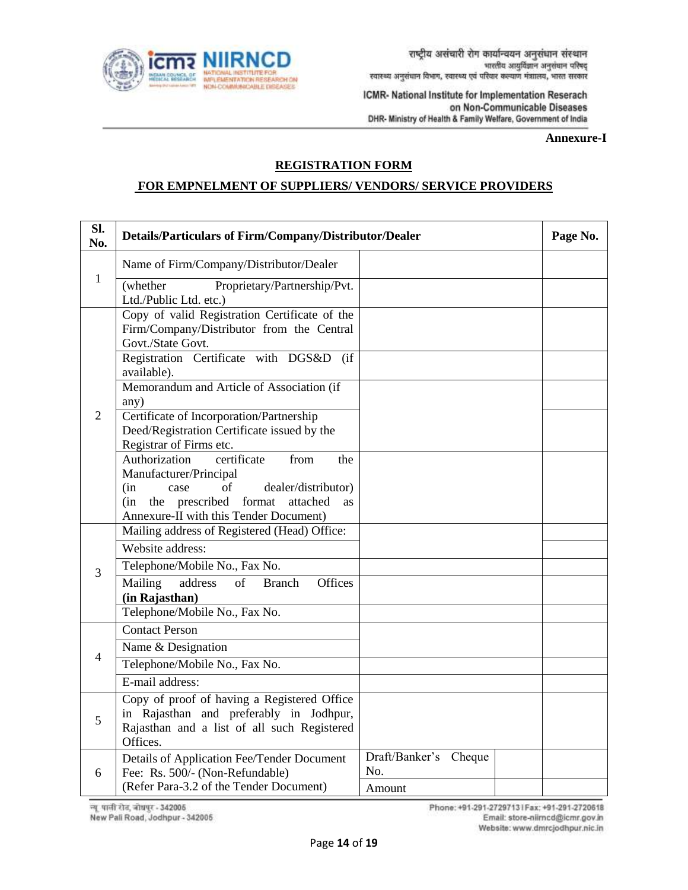**Annexure-I**

## REGISTRATION FORM

## FOR EMPNELMENT OF SUPPLIERS/ VENDORS/ SERVICE PROVIDERS

| Sl. No. | Details/Particulars of Firm/Company/Distributor/Dealer | | | Page No. |
|---|---|---|---|---|
| 1 | Name of Firm/Company/Distributor/Dealer | | | |
| | (whether Proprietary/Partnership/Pvt. Ltd./Public Ltd. etc.) | | | |
| 2 | Copy of valid Registration Certificate of the Firm/Company/Distributor from the Central Govt./State Govt. | | | |
| | Registration Certificate with DGS&D (if available). | | | |
| | Memorandum and Article of Association (if any) | | | |
| | Certificate of Incorporation/Partnership Deed/Registration Certificate issued by the Registrar of Firms etc. | | | |
| | Authorization certificate from the Manufacturer/Principal (in case of dealer/distributor) (in the prescribed format attached as Annexure-II with this Tender Document) | | | |
| 3 | Mailing address of Registered (Head) Office: | | | |
| | Website address: | | | |
| | Telephone/Mobile No., Fax No. | | | |
| | Mailing address of Branch Offices **(in Rajasthan)** | | | |
| | Telephone/Mobile No., Fax No. | | | |
| 4 | Contact Person | | | |
| | Name & Designation | | | |
| | Telephone/Mobile No., Fax No. | | | |
| | E-mail address: | | | |
| 5 | Copy of proof of having a Registered Office in Rajasthan and preferably in Jodhpur, Rajasthan and a list of all such Registered Offices. | | | |
| 6 | Details of Application Fee/Tender Document Fee: Rs. 500/- (Non-Refundable) (Refer Para-3.2 of the Tender Document) | Draft/Banker's Cheque No. | | |
| | | Amount | | |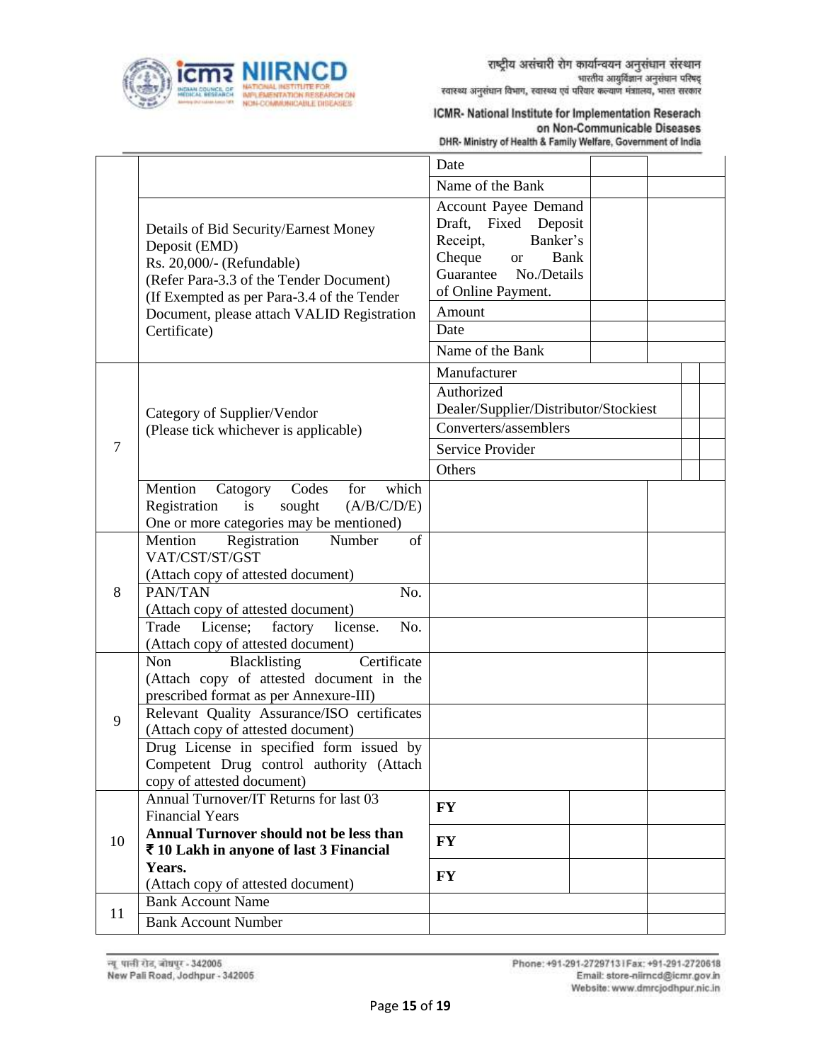| | | | | |
|---|---|---|---|---|
| | | Date | | |
| | | Name of the Bank | | |
| | Details of Bid Security/Earnest Money Deposit (EMD) Rs. 20,000/- (Refundable) (Refer Para-3.3 of the Tender Document) (If Exempted as per Para-3.4 of the Tender Document, please attach VALID Registration Certificate) | Account Payee Demand Draft, Fixed Deposit Receipt, Banker's Cheque or Bank Guarantee No./Details of Online Payment. | | |
| | | Amount | | |
| | | Date | | |
| | | Name of the Bank | | |
| 7 | Category of Supplier/Vendor (Please tick whichever is applicable) | Manufacturer | | |
| | | Authorized Dealer/Supplier/Distributor/Stockiest | | |
| | | Converters/assemblers | | |
| | | Service Provider | | |
| | | Others | | |
| | Mention Catogory Codes for which Registration is sought (A/B/C/D/E) One or more categories may be mentioned) | | | |
| 8 | Mention Registration Number of VAT/CST/ST/GST (Attach copy of attested document) | | | |
| | PAN/TAN No. (Attach copy of attested document) | | | |
| | Trade License; factory license. No. (Attach copy of attested document) | | | |
| 9 | Non Blacklisting Certificate (Attach copy of attested document in the prescribed format as per Annexure-III) | | | |
| | Relevant Quality Assurance/ISO certificates (Attach copy of attested document) | | | |
| | Drug License in specified form issued by Competent Drug control authority (Attach copy of attested document) | | | |
| 10 | Annual Turnover/IT Returns for last 03 Financial Years **Annual Turnover should not be less than ₹ 10 Lakh in anyone of last 3 Financial Years.** (Attach copy of attested document) | **FY** | | |
| | | **FY** | | |
| | | **FY** | | |
| 11 | Bank Account Name | | | |
| | Bank Account Number | | | |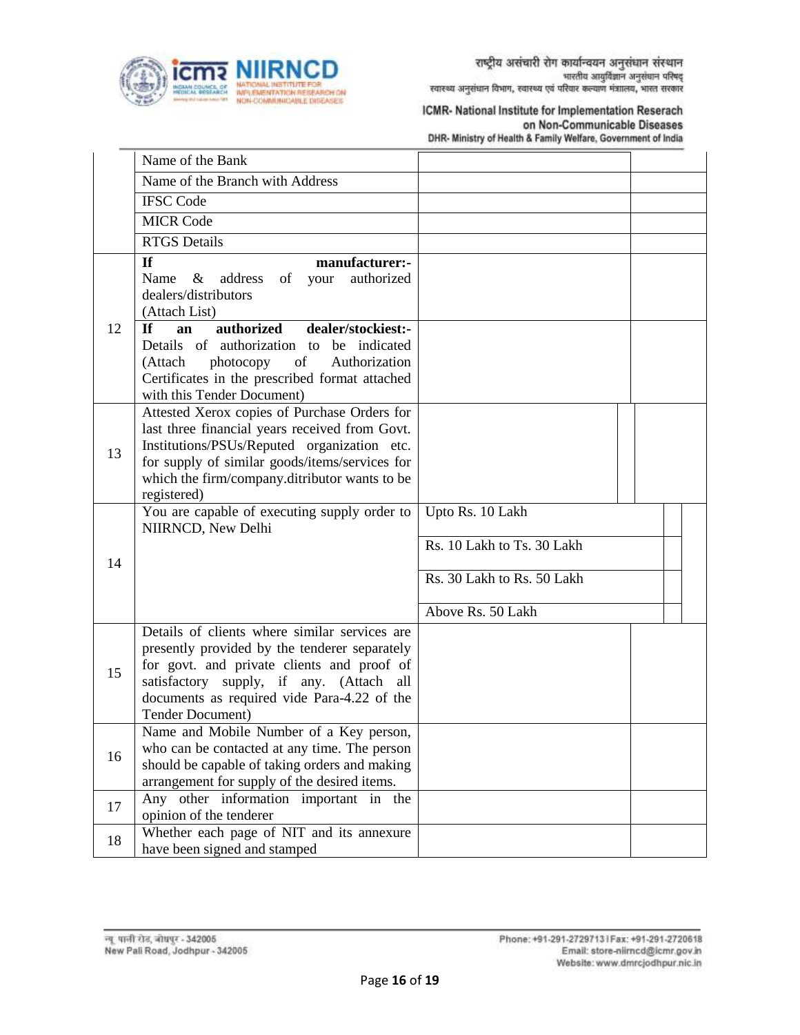| | | | |
|---|---|---|---|
| | Name of the Bank | | |
| | Name of the Branch with Address | | |
| | IFSC Code | | |
| | MICR Code | | |
| | RTGS Details | | |
| 12 | **If manufacturer:-** Name & address of your authorized dealers/distributors (Attach List) | | |
| | **If an authorized dealer/stockiest:-** Details of authorization to be indicated (Attach photocopy of Authorization Certificates in the prescribed format attached with this Tender Document) | | |
| 13 | Attested Xerox copies of Purchase Orders for last three financial years received from Govt. Institutions/PSUs/Reputed organization etc. for supply of similar goods/items/services for which the firm/company.ditributor wants to be registered) | | |
| 14 | You are capable of executing supply order to NIIRNCD, New Delhi | Upto Rs. 10 Lakh | |
| | | Rs. 10 Lakh to Ts. 30 Lakh | |
| | | Rs. 30 Lakh to Rs. 50 Lakh | |
| | | Above Rs. 50 Lakh | |
| 15 | Details of clients where similar services are presently provided by the tenderer separately for govt. and private clients and proof of satisfactory supply, if any. (Attach all documents as required vide Para-4.22 of the Tender Document) | | |
| 16 | Name and Mobile Number of a Key person, who can be contacted at any time. The person should be capable of taking orders and making arrangement for supply of the desired items. | | |
| 17 | Any other information important in the opinion of the tenderer | | |
| 18 | Whether each page of NIT and its annexure have been signed and stamped | | |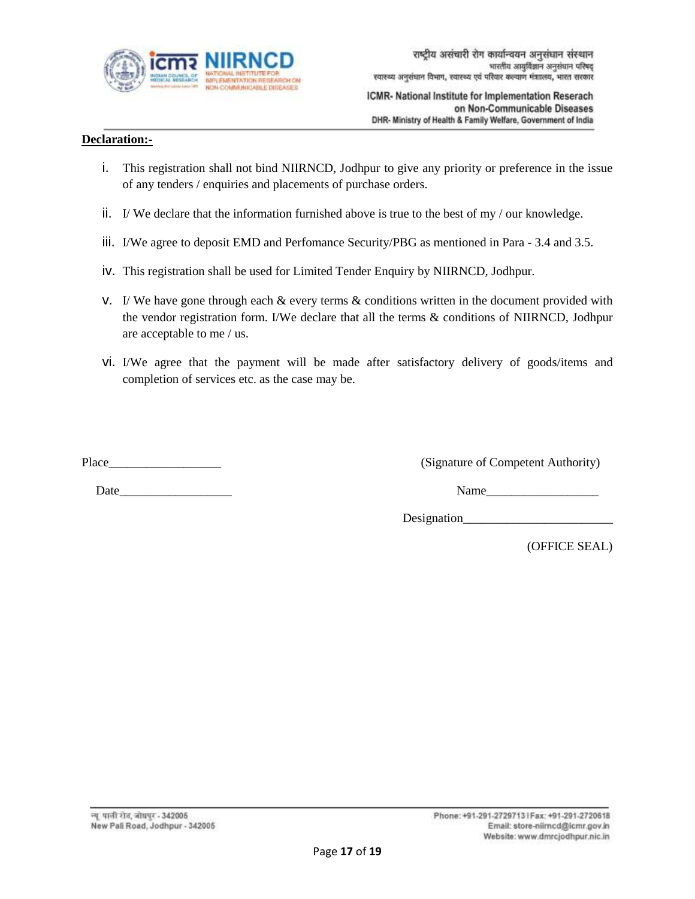**Declaration:-**

i. This registration shall not bind NIIRNCD, Jodhpur to give any priority or preference in the issue of any tenders / enquiries and placements of purchase orders.

ii. I/ We declare that the information furnished above is true to the best of my / our knowledge.

iii. I/We agree to deposit EMD and Perfomance Security/PBG as mentioned in Para - 3.4 and 3.5.

iv. This registration shall be used for Limited Tender Enquiry by NIIRNCD, Jodhpur.

v. I/ We have gone through each & every terms & conditions written in the document provided with the vendor registration form. I/We declare that all the terms & conditions of NIIRNCD, Jodhpur are acceptable to me / us.

vi. I/We agree that the payment will be made after satisfactory delivery of goods/items and completion of services etc. as the case may be.

Place__________________

Date__________________

(Signature of Competent Authority)

Name__________________

Designation________________________

(OFFICE SEAL)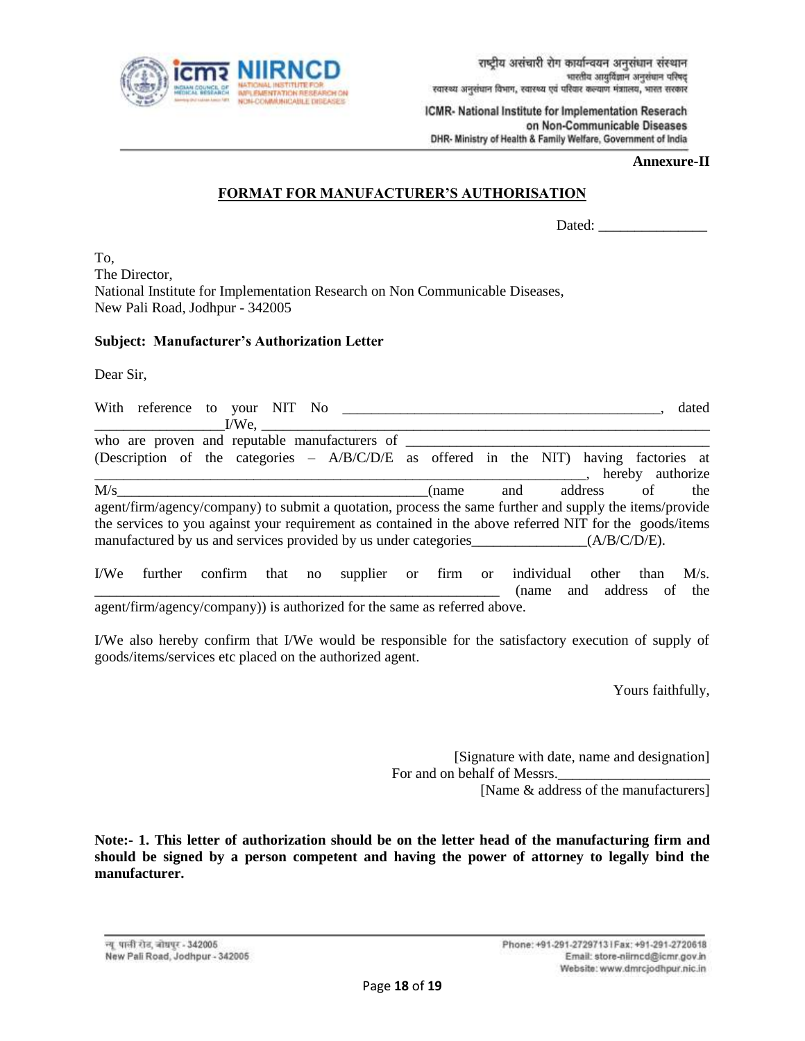**Annexure-II**

**FORMAT FOR MANUFACTURER'S AUTHORISATION**

Dated: _______________

To,
The Director,
National Institute for Implementation Research on Non Communicable Diseases,
New Pali Road, Jodhpur - 342005

**Subject: Manufacturer's Authorization Letter**

Dear Sir,

With reference to your NIT No __________________________________________, dated _________________I/We, ___________________________________________________________ who are proven and reputable manufacturers of __________________________________________ (Description of the categories – A/B/C/D/E as offered in the NIT) having factories at __________________________________________________________________, hereby authorize M/s___________________________________________(name and address of the agent/firm/agency/company) to submit a quotation, process the same further and supply the items/provide the services to you against your requirement as contained in the above referred NIT for the goods/items manufactured by us and services provided by us under categories________________(A/B/C/D/E).

I/We further confirm that no supplier or firm or individual other than M/s. ___________________________________________________________ (name and address of the agent/firm/agency/company)) is authorized for the same as referred above.

I/We also hereby confirm that I/We would be responsible for the satisfactory execution of supply of goods/items/services etc placed on the authorized agent.

Yours faithfully,

[Signature with date, name and designation]
For and on behalf of Messrs._____________________
[Name & address of the manufacturers]

**Note:- 1. This letter of authorization should be on the letter head of the manufacturing firm and should be signed by a person competent and having the power of attorney to legally bind the manufacturer.**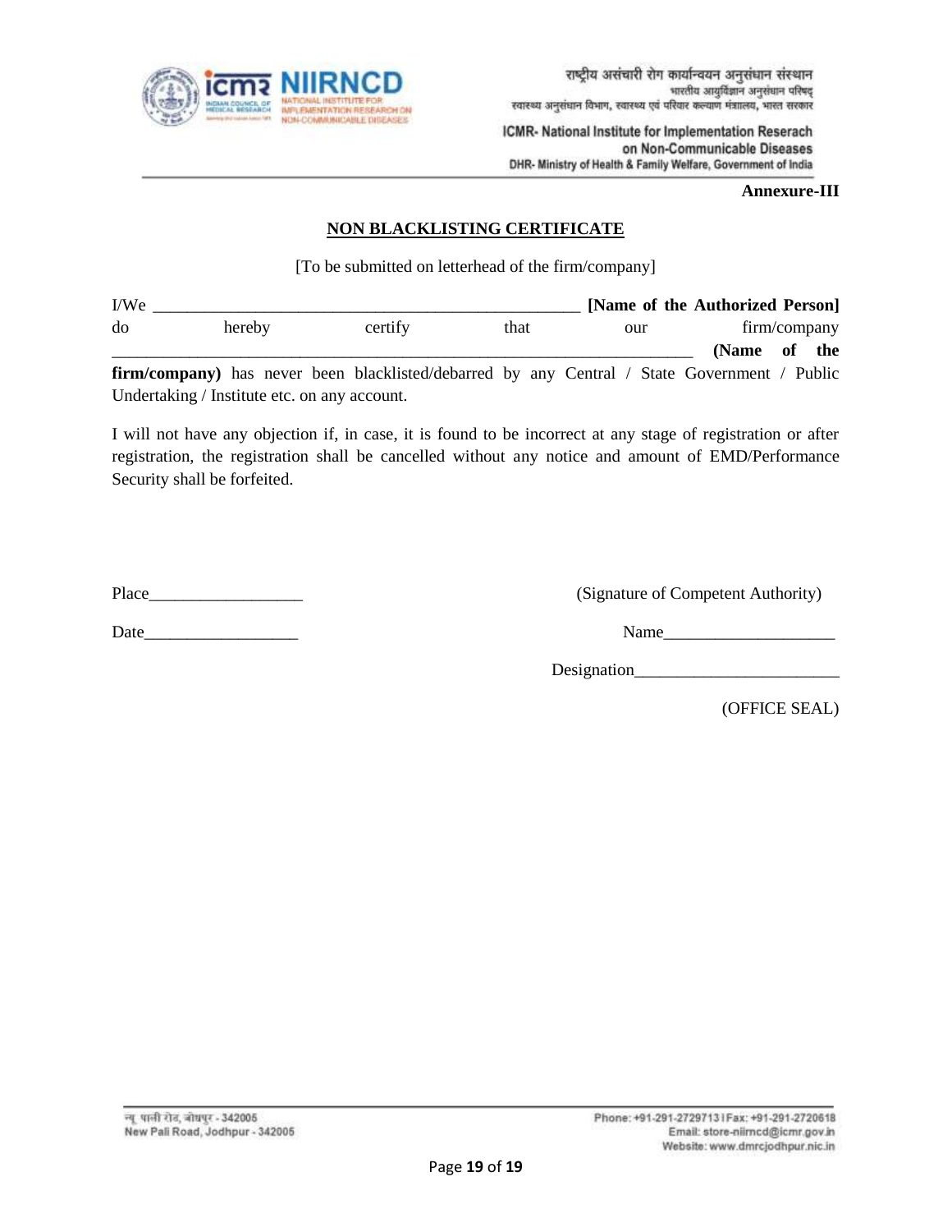**Annexure-III**

## NON BLACKLISTING CERTIFICATE

[To be submitted on letterhead of the firm/company]

I/We ____________________________________________________ **[Name of the Authorized Person]** do hereby certify that our firm/company ______________________________________________________________ **(Name of the firm/company)** has never been blacklisted/debarred by any Central / State Government / Public Undertaking / Institute etc. on any account.

I will not have any objection if, in case, it is found to be incorrect at any stage of registration or after registration, the registration shall be cancelled without any notice and amount of EMD/Performance Security shall be forfeited.

Place__________________ (Signature of Competent Authority)

Date__________________ Name____________________

Designation________________________

(OFFICE SEAL)